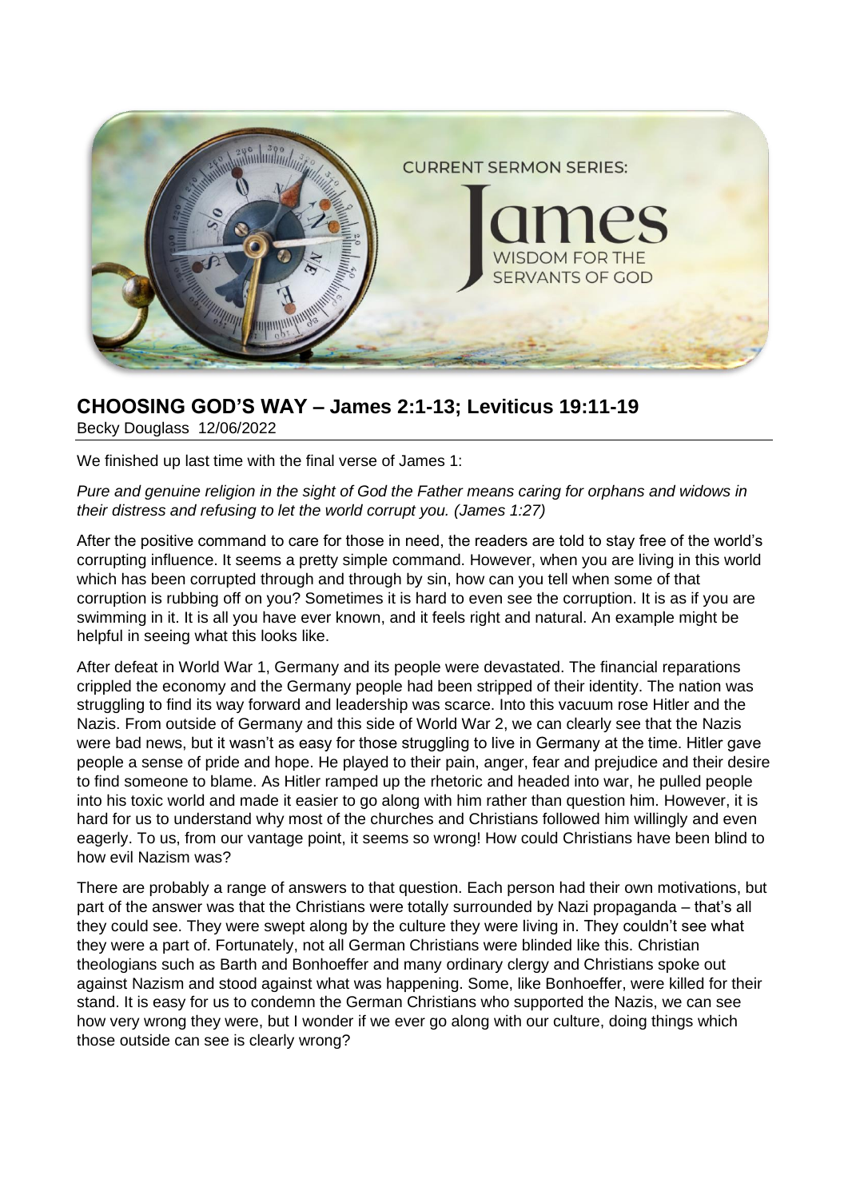# CHOOSING GOD'S WAY – James 2:1-13; Leviticus 19:11-19

Becky Douglass 12/06/2022

We finished up last time with the final verse of James 1:

*Pure and genuine religion in the sight of God the Father means caring for orphans and widows in their distress and refusing to let the world corrupt you. (James 1:27)*

After the positive command to care for those in need, the readers are told to stay free of the world's corrupting influence. It seems a pretty simple command. However, when you are living in this world which has been corrupted through and through by sin, how can you tell when some of that corruption is rubbing off on you? Sometimes it is hard to even see the corruption. It is as if you are swimming in it. It is all you have ever known, and it feels right and natural. An example might be helpful in seeing what this looks like.

After defeat in World War 1, Germany and its people were devastated. The financial reparations crippled the economy and the Germany people had been stripped of their identity. The nation was struggling to find its way forward and leadership was scarce. Into this vacuum rose Hitler and the Nazis. From outside of Germany and this side of World War 2, we can clearly see that the Nazis were bad news, but it wasn't as easy for those struggling to live in Germany at the time. Hitler gave people a sense of pride and hope. He played to their pain, anger, fear and prejudice and their desire to find someone to blame. As Hitler ramped up the rhetoric and headed into war, he pulled people into his toxic world and made it easier to go along with him rather than question him. However, it is hard for us to understand why most of the churches and Christians followed him willingly and even eagerly. To us, from our vantage point, it seems so wrong! How could Christians have been blind to how evil Nazism was?

There are probably a range of answers to that question. Each person had their own motivations, but part of the answer was that the Christians were totally surrounded by Nazi propaganda – that's all they could see. They were swept along by the culture they were living in. They couldn't see what they were a part of. Fortunately, not all German Christians were blinded like this. Christian theologians such as Barth and Bonhoeffer and many ordinary clergy and Christians spoke out against Nazism and stood against what was happening. Some, like Bonhoeffer, were killed for their stand. It is easy for us to condemn the German Christians who supported the Nazis, we can see how very wrong they were, but I wonder if we ever go along with our culture, doing things which those outside can see is clearly wrong?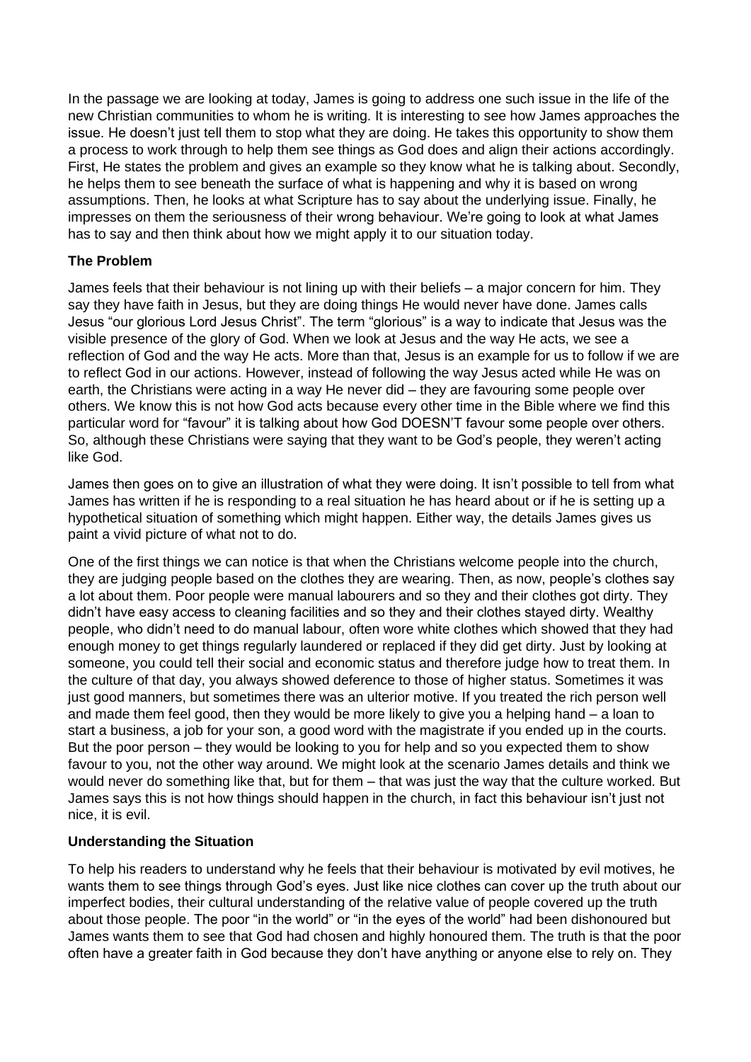In the passage we are looking at today, James is going to address one such issue in the life of the new Christian communities to whom he is writing. It is interesting to see how James approaches the issue. He doesn't just tell them to stop what they are doing. He takes this opportunity to show them a process to work through to help them see things as God does and align their actions accordingly. First, He states the problem and gives an example so they know what he is talking about. Secondly, he helps them to see beneath the surface of what is happening and why it is based on wrong assumptions. Then, he looks at what Scripture has to say about the underlying issue. Finally, he impresses on them the seriousness of their wrong behaviour. We're going to look at what James has to say and then think about how we might apply it to our situation today.

**The Problem**

James feels that their behaviour is not lining up with their beliefs – a major concern for him. They say they have faith in Jesus, but they are doing things He would never have done. James calls Jesus "our glorious Lord Jesus Christ". The term "glorious" is a way to indicate that Jesus was the visible presence of the glory of God. When we look at Jesus and the way He acts, we see a reflection of God and the way He acts. More than that, Jesus is an example for us to follow if we are to reflect God in our actions. However, instead of following the way Jesus acted while He was on earth, the Christians were acting in a way He never did – they are favouring some people over others. We know this is not how God acts because every other time in the Bible where we find this particular word for "favour" it is talking about how God DOESN'T favour some people over others. So, although these Christians were saying that they want to be God's people, they weren't acting like God.

James then goes on to give an illustration of what they were doing. It isn't possible to tell from what James has written if he is responding to a real situation he has heard about or if he is setting up a hypothetical situation of something which might happen. Either way, the details James gives us paint a vivid picture of what not to do.

One of the first things we can notice is that when the Christians welcome people into the church, they are judging people based on the clothes they are wearing. Then, as now, people's clothes say a lot about them. Poor people were manual labourers and so they and their clothes got dirty. They didn't have easy access to cleaning facilities and so they and their clothes stayed dirty. Wealthy people, who didn't need to do manual labour, often wore white clothes which showed that they had enough money to get things regularly laundered or replaced if they did get dirty. Just by looking at someone, you could tell their social and economic status and therefore judge how to treat them. In the culture of that day, you always showed deference to those of higher status. Sometimes it was just good manners, but sometimes there was an ulterior motive. If you treated the rich person well and made them feel good, then they would be more likely to give you a helping hand – a loan to start a business, a job for your son, a good word with the magistrate if you ended up in the courts. But the poor person – they would be looking to you for help and so you expected them to show favour to you, not the other way around. We might look at the scenario James details and think we would never do something like that, but for them – that was just the way that the culture worked. But James says this is not how things should happen in the church, in fact this behaviour isn't just not nice, it is evil.

**Understanding the Situation**

To help his readers to understand why he feels that their behaviour is motivated by evil motives, he wants them to see things through God's eyes. Just like nice clothes can cover up the truth about our imperfect bodies, their cultural understanding of the relative value of people covered up the truth about those people. The poor "in the world" or "in the eyes of the world" had been dishonoured but James wants them to see that God had chosen and highly honoured them. The truth is that the poor often have a greater faith in God because they don't have anything or anyone else to rely on. They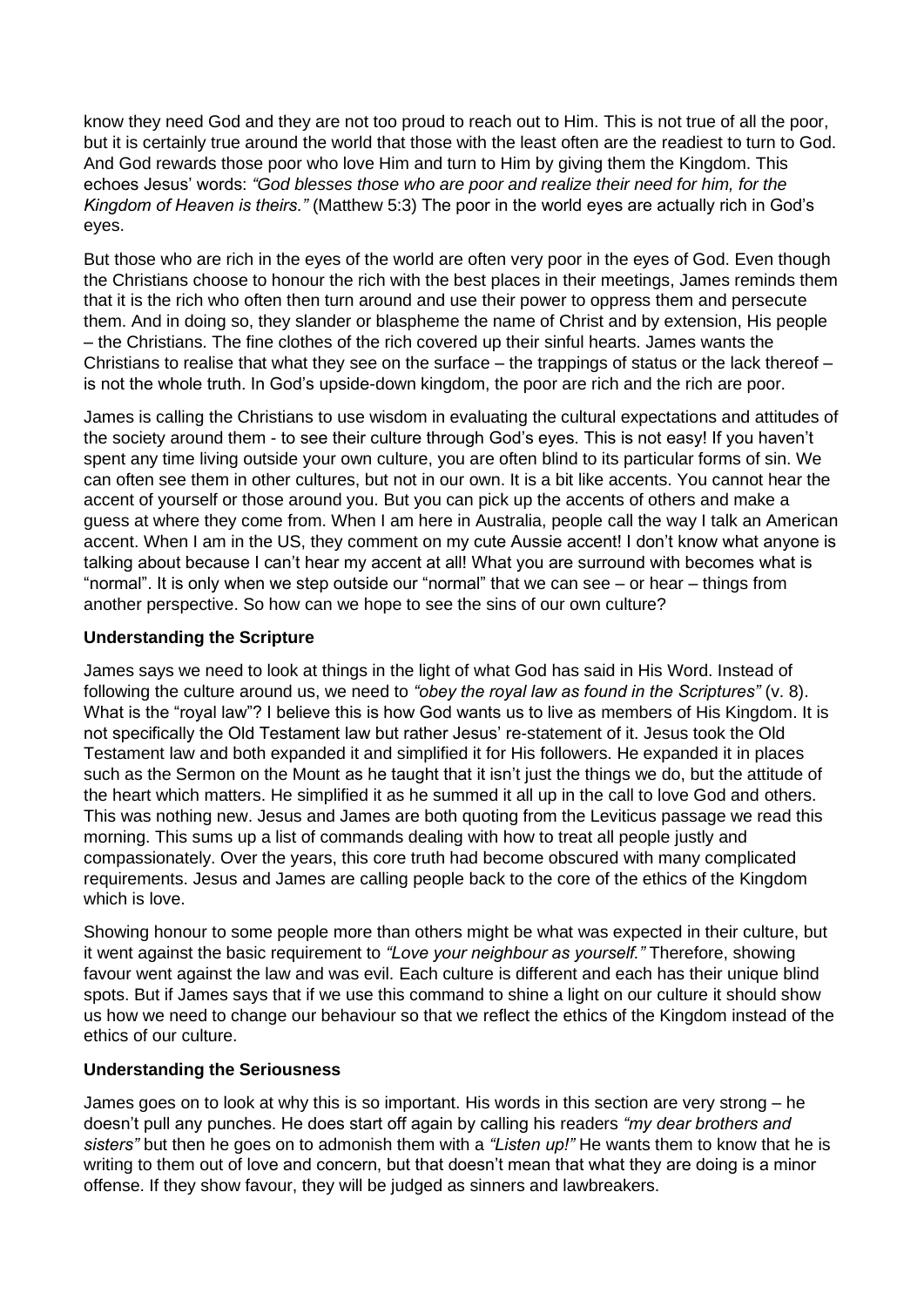know they need God and they are not too proud to reach out to Him. This is not true of all the poor, but it is certainly true around the world that those with the least often are the readiest to turn to God. And God rewards those poor who love Him and turn to Him by giving them the Kingdom. This echoes Jesus' words: *"God blesses those who are poor and realize their need for him, for the Kingdom of Heaven is theirs."* (Matthew 5:3) The poor in the world eyes are actually rich in God's eyes.

But those who are rich in the eyes of the world are often very poor in the eyes of God. Even though the Christians choose to honour the rich with the best places in their meetings, James reminds them that it is the rich who often then turn around and use their power to oppress them and persecute them. And in doing so, they slander or blaspheme the name of Christ and by extension, His people – the Christians. The fine clothes of the rich covered up their sinful hearts. James wants the Christians to realise that what they see on the surface – the trappings of status or the lack thereof – is not the whole truth. In God's upside-down kingdom, the poor are rich and the rich are poor.

James is calling the Christians to use wisdom in evaluating the cultural expectations and attitudes of the society around them - to see their culture through God's eyes. This is not easy! If you haven't spent any time living outside your own culture, you are often blind to its particular forms of sin. We can often see them in other cultures, but not in our own. It is a bit like accents. You cannot hear the accent of yourself or those around you. But you can pick up the accents of others and make a guess at where they come from. When I am here in Australia, people call the way I talk an American accent. When I am in the US, they comment on my cute Aussie accent! I don't know what anyone is talking about because I can't hear my accent at all! What you are surround with becomes what is "normal". It is only when we step outside our "normal" that we can see – or hear – things from another perspective. So how can we hope to see the sins of our own culture?

**Understanding the Scripture**

James says we need to look at things in the light of what God has said in His Word. Instead of following the culture around us, we need to *"obey the royal law as found in the Scriptures"* (v. 8). What is the "royal law"? I believe this is how God wants us to live as members of His Kingdom. It is not specifically the Old Testament law but rather Jesus' re-statement of it. Jesus took the Old Testament law and both expanded it and simplified it for His followers. He expanded it in places such as the Sermon on the Mount as he taught that it isn't just the things we do, but the attitude of the heart which matters. He simplified it as he summed it all up in the call to love God and others. This was nothing new. Jesus and James are both quoting from the Leviticus passage we read this morning. This sums up a list of commands dealing with how to treat all people justly and compassionately. Over the years, this core truth had become obscured with many complicated requirements. Jesus and James are calling people back to the core of the ethics of the Kingdom which is love.

Showing honour to some people more than others might be what was expected in their culture, but it went against the basic requirement to *"Love your neighbour as yourself."* Therefore, showing favour went against the law and was evil. Each culture is different and each has their unique blind spots. But if James says that if we use this command to shine a light on our culture it should show us how we need to change our behaviour so that we reflect the ethics of the Kingdom instead of the ethics of our culture.

**Understanding the Seriousness**

James goes on to look at why this is so important. His words in this section are very strong – he doesn't pull any punches. He does start off again by calling his readers *"my dear brothers and sisters"* but then he goes on to admonish them with a *"Listen up!"* He wants them to know that he is writing to them out of love and concern, but that doesn't mean that what they are doing is a minor offense. If they show favour, they will be judged as sinners and lawbreakers.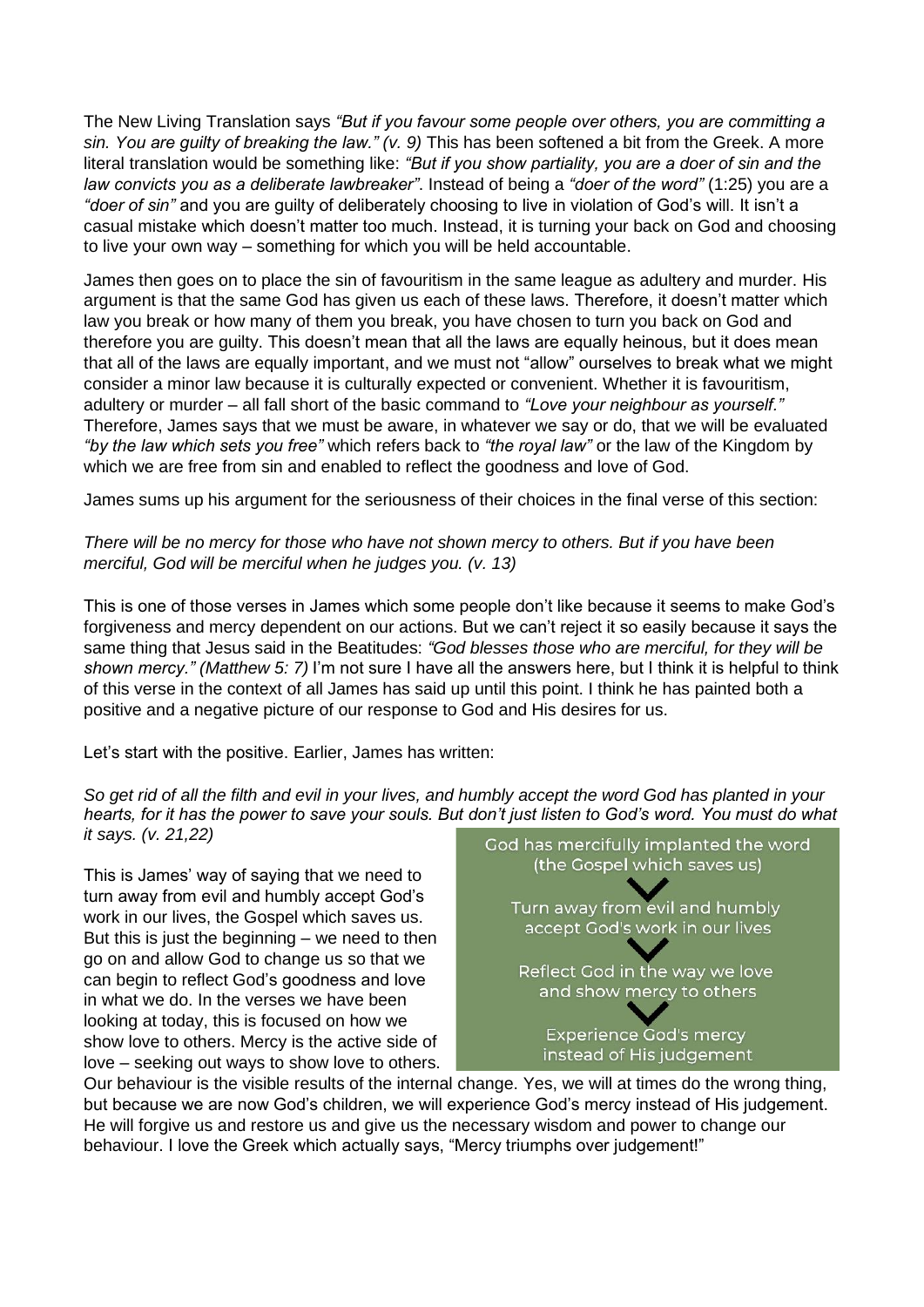The New Living Translation says *"But if you favour some people over others, you are committing a sin. You are guilty of breaking the law." (v. 9)* This has been softened a bit from the Greek. A more literal translation would be something like: *"But if you show partiality, you are a doer of sin and the law convicts you as a deliberate lawbreaker"*. Instead of being a *"doer of the word"* (1:25) you are a *"doer of sin"* and you are guilty of deliberately choosing to live in violation of God's will. It isn't a casual mistake which doesn't matter too much. Instead, it is turning your back on God and choosing to live your own way – something for which you will be held accountable.

James then goes on to place the sin of favouritism in the same league as adultery and murder. His argument is that the same God has given us each of these laws. Therefore, it doesn't matter which law you break or how many of them you break, you have chosen to turn you back on God and therefore you are guilty. This doesn't mean that all the laws are equally heinous, but it does mean that all of the laws are equally important, and we must not "allow" ourselves to break what we might consider a minor law because it is culturally expected or convenient. Whether it is favouritism, adultery or murder – all fall short of the basic command to *"Love your neighbour as yourself."* Therefore, James says that we must be aware, in whatever we say or do, that we will be evaluated *"by the law which sets you free"* which refers back to *"the royal law"* or the law of the Kingdom by which we are free from sin and enabled to reflect the goodness and love of God.

James sums up his argument for the seriousness of their choices in the final verse of this section:

*There will be no mercy for those who have not shown mercy to others. But if you have been merciful, God will be merciful when he judges you. (v. 13)*

This is one of those verses in James which some people don't like because it seems to make God's forgiveness and mercy dependent on our actions. But we can't reject it so easily because it says the same thing that Jesus said in the Beatitudes: *"God blesses those who are merciful, for they will be shown mercy." (Matthew 5: 7)* I'm not sure I have all the answers here, but I think it is helpful to think of this verse in the context of all James has said up until this point. I think he has painted both a positive and a negative picture of our response to God and His desires for us.

Let's start with the positive. Earlier, James has written:

*So get rid of all the filth and evil in your lives, and humbly accept the word God has planted in your hearts, for it has the power to save your souls. But don't just listen to God's word. You must do what it says. (v. 21,22)*

This is James' way of saying that we need to turn away from evil and humbly accept God's work in our lives, the Gospel which saves us. But this is just the beginning – we need to then go on and allow God to change us so that we can begin to reflect God's goodness and love in what we do. In the verses we have been looking at today, this is focused on how we show love to others. Mercy is the active side of love – seeking out ways to show love to others. Our behaviour is the visible results of the internal change. Yes, we will at times do the wrong thing, but because we are now God's children, we will experience God's mercy instead of His judgement. He will forgive us and restore us and give us the necessary wisdom and power to change our behaviour. I love the Greek which actually says, "Mercy triumphs over judgement!"

God has mercifully implanted the word (the Gospel which saves us)
↓
Turn away from evil and humbly accept God's work in our lives
↓
Reflect God in the way we love and show mercy to others
↓
Experience God's mercy instead of His judgement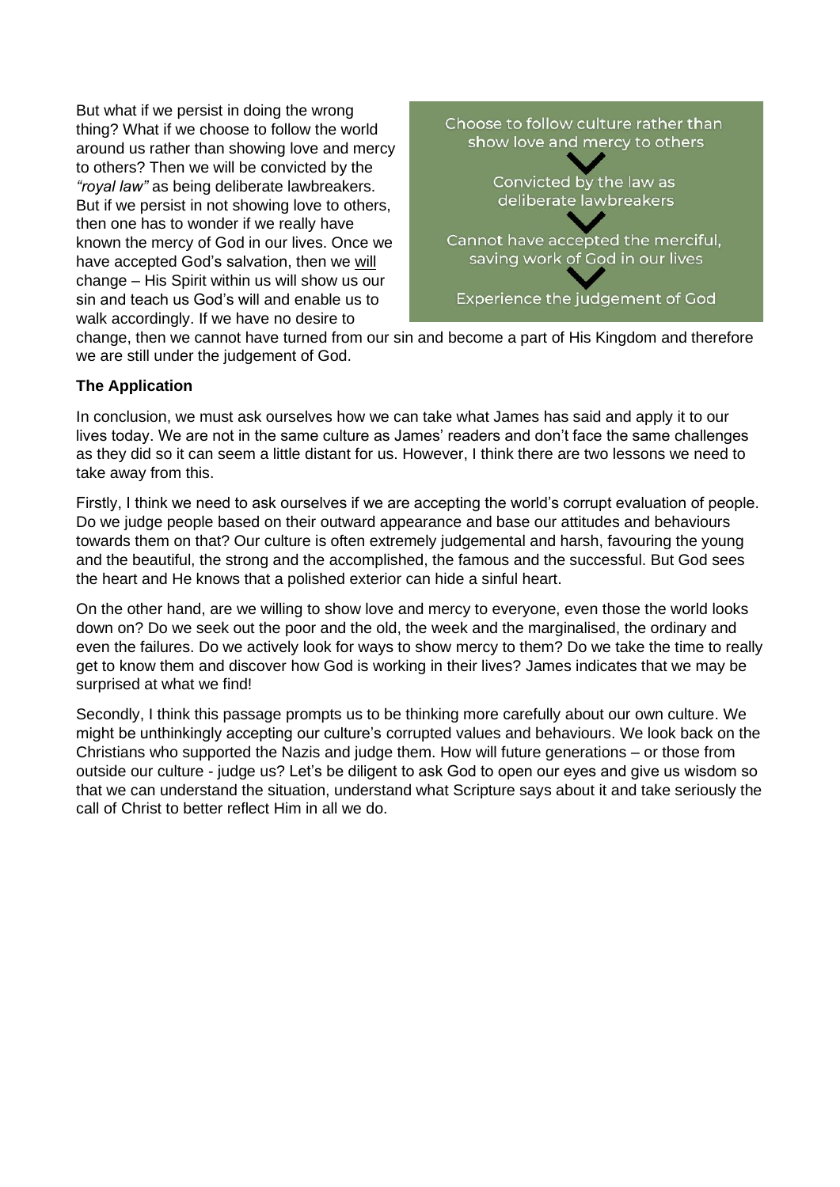But what if we persist in doing the wrong thing? What if we choose to follow the world around us rather than showing love and mercy to others? Then we will be convicted by the *"royal law"* as being deliberate lawbreakers. But if we persist in not showing love to others, then one has to wonder if we really have known the mercy of God in our lives. Once we have accepted God's salvation, then we <u>will</u> change – His Spirit within us will show us our sin and teach us God's will and enable us to walk accordingly. If we have no desire to change, then we cannot have turned from our sin and become a part of His Kingdom and therefore we are still under the judgement of God.

Choose to follow culture rather than show love and mercy to others

Convicted by the law as deliberate lawbreakers

Cannot have accepted the merciful, saving work of God in our lives

Experience the judgement of God

**The Application**

In conclusion, we must ask ourselves how we can take what James has said and apply it to our lives today. We are not in the same culture as James' readers and don't face the same challenges as they did so it can seem a little distant for us. However, I think there are two lessons we need to take away from this.

Firstly, I think we need to ask ourselves if we are accepting the world's corrupt evaluation of people. Do we judge people based on their outward appearance and base our attitudes and behaviours towards them on that? Our culture is often extremely judgemental and harsh, favouring the young and the beautiful, the strong and the accomplished, the famous and the successful. But God sees the heart and He knows that a polished exterior can hide a sinful heart.

On the other hand, are we willing to show love and mercy to everyone, even those the world looks down on? Do we seek out the poor and the old, the week and the marginalised, the ordinary and even the failures. Do we actively look for ways to show mercy to them? Do we take the time to really get to know them and discover how God is working in their lives? James indicates that we may be surprised at what we find!

Secondly, I think this passage prompts us to be thinking more carefully about our own culture. We might be unthinkingly accepting our culture's corrupted values and behaviours. We look back on the Christians who supported the Nazis and judge them. How will future generations – or those from outside our culture - judge us? Let's be diligent to ask God to open our eyes and give us wisdom so that we can understand the situation, understand what Scripture says about it and take seriously the call of Christ to better reflect Him in all we do.